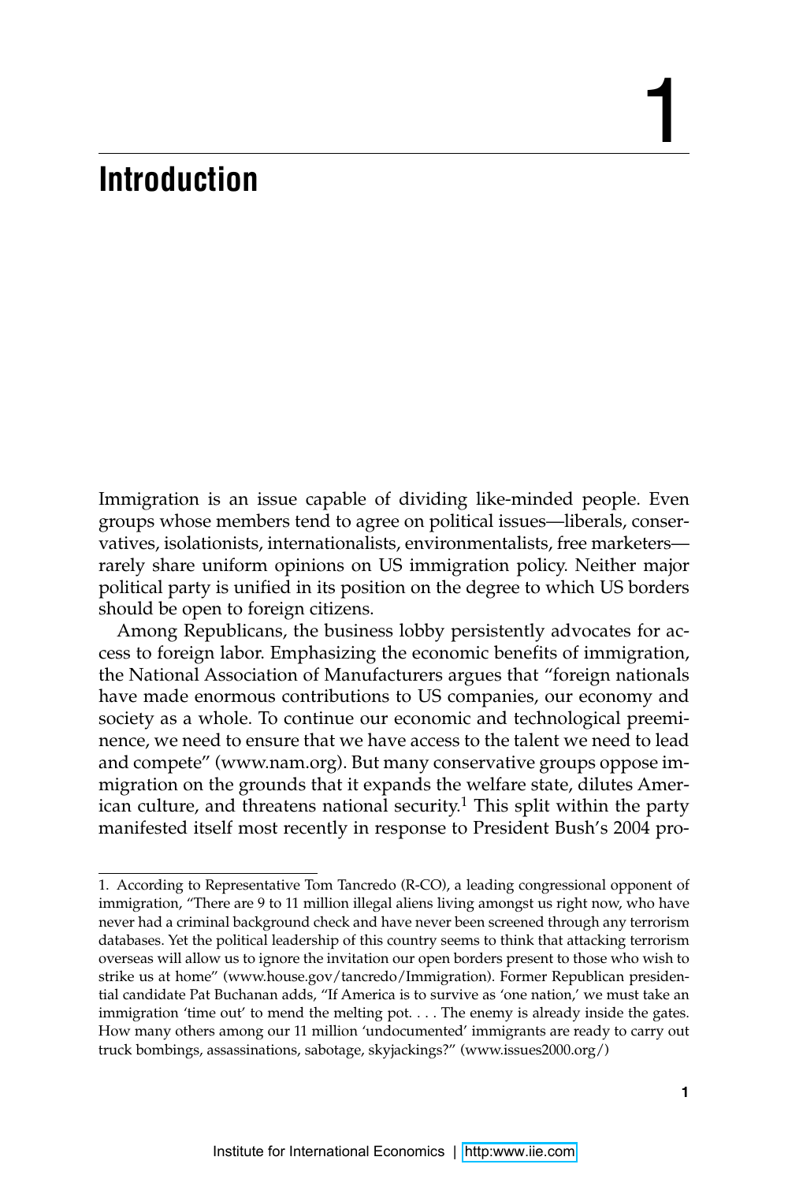# 1 Introduction

Immigration is an issue capable of dividing like-minded people. Even groups whose members tend to agree on political issues—liberals, conservatives, isolationists, internationalists, environmentalists, free marketers—rarely share uniform opinions on US immigration policy. Neither major political party is unified in its position on the degree to which US borders should be open to foreign citizens.

Among Republicans, the business lobby persistently advocates for access to foreign labor. Emphasizing the economic benefits of immigration, the National Association of Manufacturers argues that "foreign nationals have made enormous contributions to US companies, our economy and society as a whole. To continue our economic and technological preeminence, we need to ensure that we have access to the talent we need to lead and compete" (www.nam.org). But many conservative groups oppose immigration on the grounds that it expands the welfare state, dilutes American culture, and threatens national security.[1] This split within the party manifested itself most recently in response to President Bush's 2004 pro-

1. According to Representative Tom Tancredo (R-CO), a leading congressional opponent of immigration, "There are 9 to 11 million illegal aliens living amongst us right now, who have never had a criminal background check and have never been screened through any terrorism databases. Yet the political leadership of this country seems to think that attacking terrorism overseas will allow us to ignore the invitation our open borders present to those who wish to strike us at home" (www.house.gov/tancredo/Immigration). Former Republican presidential candidate Pat Buchanan adds, "If America is to survive as 'one nation,' we must take an immigration 'time out' to mend the melting pot. . . . The enemy is already inside the gates. How many others among our 11 million 'undocumented' immigrants are ready to carry out truck bombings, assassinations, sabotage, skyjackings?" (www.issues2000.org/)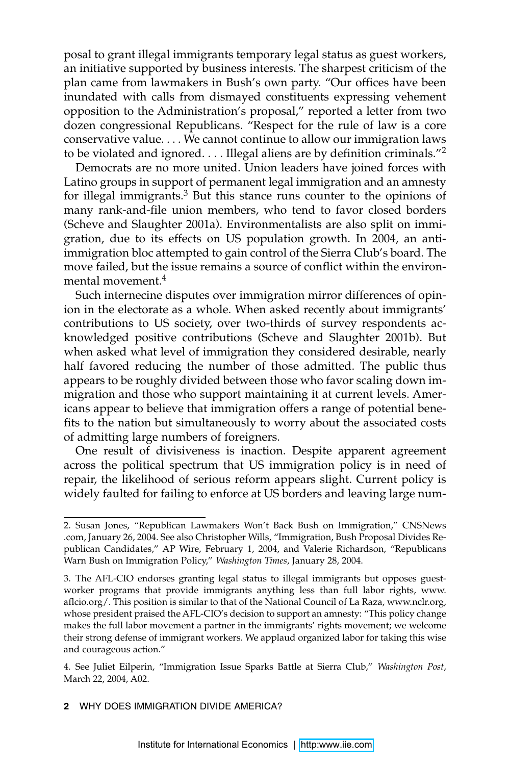posal to grant illegal immigrants temporary legal status as guest workers, an initiative supported by business interests. The sharpest criticism of the plan came from lawmakers in Bush's own party. "Our offices have been inundated with calls from dismayed constituents expressing vehement opposition to the Administration's proposal," reported a letter from two dozen congressional Republicans. "Respect for the rule of law is a core conservative value. . . . We cannot continue to allow our immigration laws to be violated and ignored. . . . Illegal aliens are by definition criminals."[2]

Democrats are no more united. Union leaders have joined forces with Latino groups in support of permanent legal immigration and an amnesty for illegal immigrants.[3] But this stance runs counter to the opinions of many rank-and-file union members, who tend to favor closed borders (Scheve and Slaughter 2001a). Environmentalists are also split on immigration, due to its effects on US population growth. In 2004, an anti-immigration bloc attempted to gain control of the Sierra Club's board. The move failed, but the issue remains a source of conflict within the environmental movement.[4]

Such internecine disputes over immigration mirror differences of opinion in the electorate as a whole. When asked recently about immigrants' contributions to US society, over two-thirds of survey respondents acknowledged positive contributions (Scheve and Slaughter 2001b). But when asked what level of immigration they considered desirable, nearly half favored reducing the number of those admitted. The public thus appears to be roughly divided between those who favor scaling down immigration and those who support maintaining it at current levels. Americans appear to believe that immigration offers a range of potential benefits to the nation but simultaneously to worry about the associated costs of admitting large numbers of foreigners.

One result of divisiveness is inaction. Despite apparent agreement across the political spectrum that US immigration policy is in need of repair, the likelihood of serious reform appears slight. Current policy is widely faulted for failing to enforce at US borders and leaving large num-

---

2. Susan Jones, "Republican Lawmakers Won't Back Bush on Immigration," CNSNews.com, January 26, 2004. See also Christopher Wills, "Immigration, Bush Proposal Divides Republican Candidates," AP Wire, February 1, 2004, and Valerie Richardson, "Republicans Warn Bush on Immigration Policy," *Washington Times*, January 28, 2004.

3. The AFL-CIO endorses granting legal status to illegal immigrants but opposes guest-worker programs that provide immigrants anything less than full labor rights, www.aflcio.org/. This position is similar to that of the National Council of La Raza, www.nclr.org, whose president praised the AFL-CIO's decision to support an amnesty: "This policy change makes the full labor movement a partner in the immigrants' rights movement; we welcome their strong defense of immigrant workers. We applaud organized labor for taking this wise and courageous action."

4. See Juliet Eilperin, "Immigration Issue Sparks Battle at Sierra Club," *Washington Post*, March 22, 2004, A02.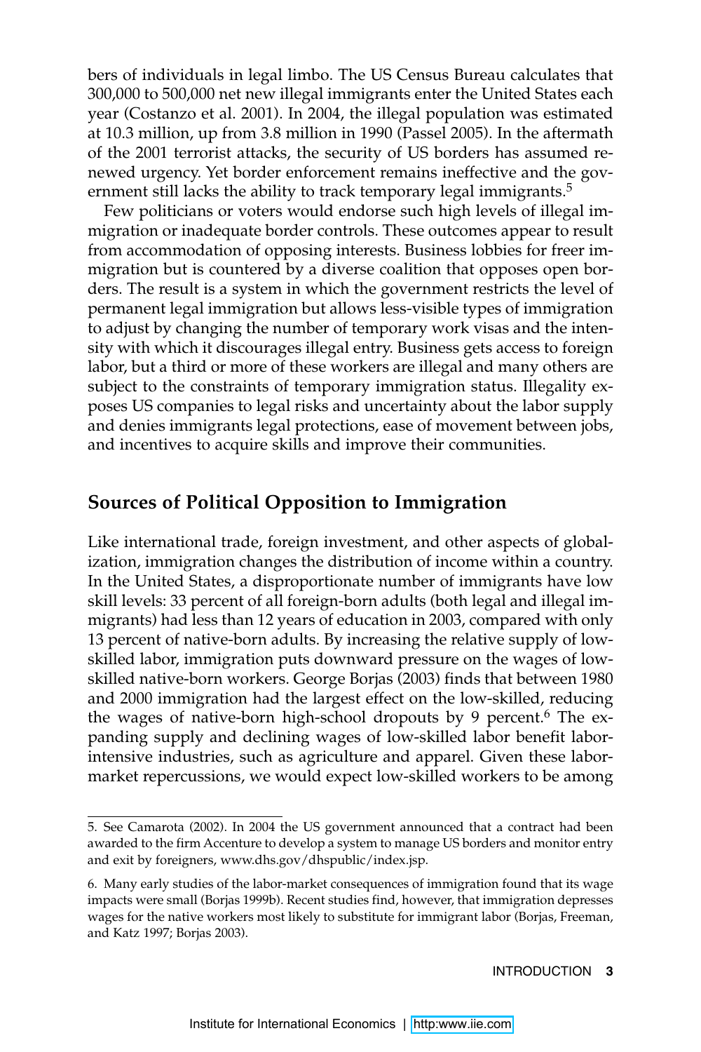bers of individuals in legal limbo. The US Census Bureau calculates that 300,000 to 500,000 net new illegal immigrants enter the United States each year (Costanzo et al. 2001). In 2004, the illegal population was estimated at 10.3 million, up from 3.8 million in 1990 (Passel 2005). In the aftermath of the 2001 terrorist attacks, the security of US borders has assumed renewed urgency. Yet border enforcement remains ineffective and the government still lacks the ability to track temporary legal immigrants.[5]

Few politicians or voters would endorse such high levels of illegal immigration or inadequate border controls. These outcomes appear to result from accommodation of opposing interests. Business lobbies for freer immigration but is countered by a diverse coalition that opposes open borders. The result is a system in which the government restricts the level of permanent legal immigration but allows less-visible types of immigration to adjust by changing the number of temporary work visas and the intensity with which it discourages illegal entry. Business gets access to foreign labor, but a third or more of these workers are illegal and many others are subject to the constraints of temporary immigration status. Illegality exposes US companies to legal risks and uncertainty about the labor supply and denies immigrants legal protections, ease of movement between jobs, and incentives to acquire skills and improve their communities.

## Sources of Political Opposition to Immigration

Like international trade, foreign investment, and other aspects of globalization, immigration changes the distribution of income within a country. In the United States, a disproportionate number of immigrants have low skill levels: 33 percent of all foreign-born adults (both legal and illegal immigrants) had less than 12 years of education in 2003, compared with only 13 percent of native-born adults. By increasing the relative supply of low-skilled labor, immigration puts downward pressure on the wages of low-skilled native-born workers. George Borjas (2003) finds that between 1980 and 2000 immigration had the largest effect on the low-skilled, reducing the wages of native-born high-school dropouts by 9 percent.[6] The expanding supply and declining wages of low-skilled labor benefit labor-intensive industries, such as agriculture and apparel. Given these labor-market repercussions, we would expect low-skilled workers to be among

5. See Camarota (2002). In 2004 the US government announced that a contract had been awarded to the firm Accenture to develop a system to manage US borders and monitor entry and exit by foreigners, www.dhs.gov/dhspublic/index.jsp.

6. Many early studies of the labor-market consequences of immigration found that its wage impacts were small (Borjas 1999b). Recent studies find, however, that immigration depresses wages for the native workers most likely to substitute for immigrant labor (Borjas, Freeman, and Katz 1997; Borjas 2003).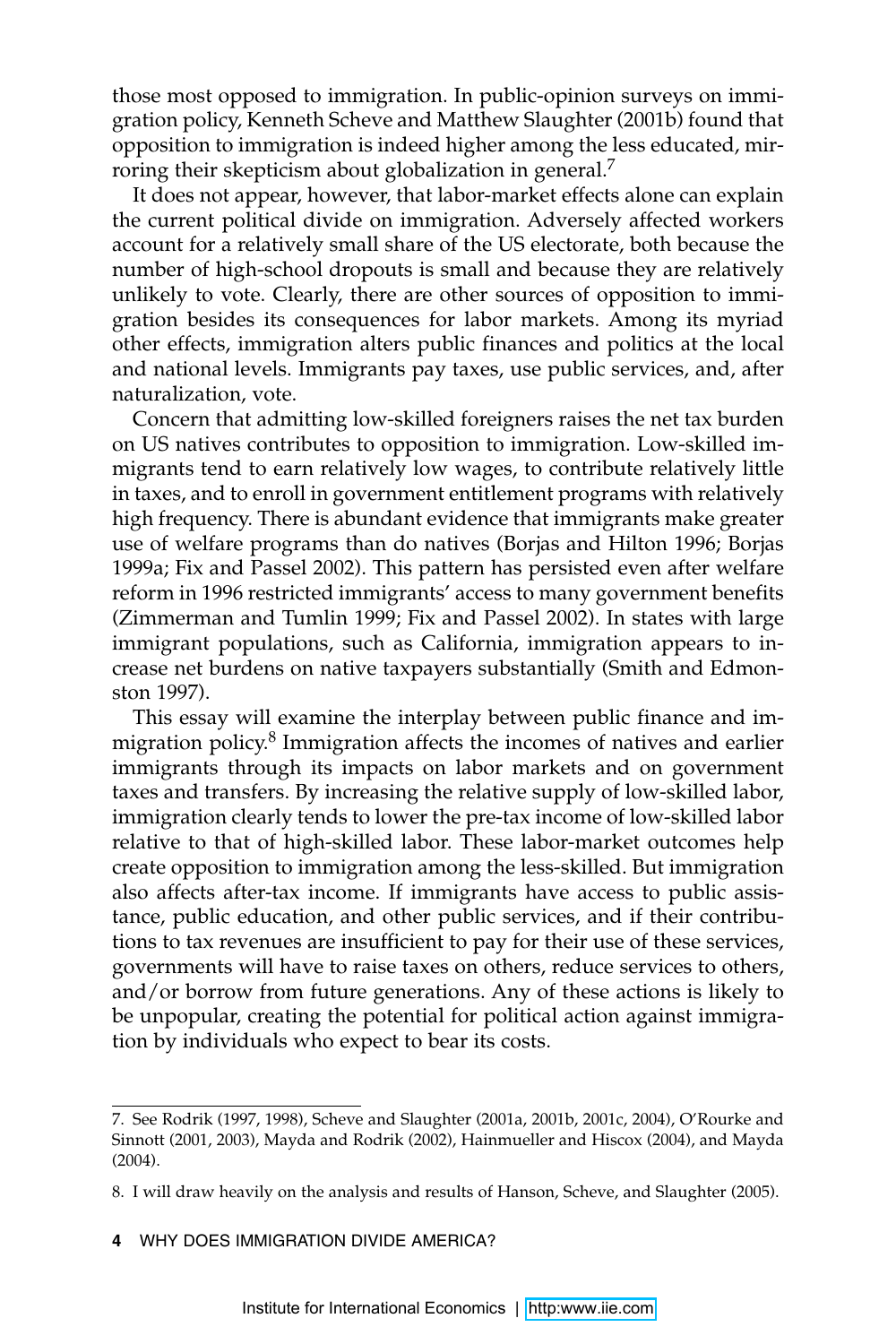those most opposed to immigration. In public-opinion surveys on immigration policy, Kenneth Scheve and Matthew Slaughter (2001b) found that opposition to immigration is indeed higher among the less educated, mirroring their skepticism about globalization in general.[7]

It does not appear, however, that labor-market effects alone can explain the current political divide on immigration. Adversely affected workers account for a relatively small share of the US electorate, both because the number of high-school dropouts is small and because they are relatively unlikely to vote. Clearly, there are other sources of opposition to immigration besides its consequences for labor markets. Among its myriad other effects, immigration alters public finances and politics at the local and national levels. Immigrants pay taxes, use public services, and, after naturalization, vote.

Concern that admitting low-skilled foreigners raises the net tax burden on US natives contributes to opposition to immigration. Low-skilled immigrants tend to earn relatively low wages, to contribute relatively little in taxes, and to enroll in government entitlement programs with relatively high frequency. There is abundant evidence that immigrants make greater use of welfare programs than do natives (Borjas and Hilton 1996; Borjas 1999a; Fix and Passel 2002). This pattern has persisted even after welfare reform in 1996 restricted immigrants' access to many government benefits (Zimmerman and Tumlin 1999; Fix and Passel 2002). In states with large immigrant populations, such as California, immigration appears to increase net burdens on native taxpayers substantially (Smith and Edmonston 1997).

This essay will examine the interplay between public finance and immigration policy.[8] Immigration affects the incomes of natives and earlier immigrants through its impacts on labor markets and on government taxes and transfers. By increasing the relative supply of low-skilled labor, immigration clearly tends to lower the pre-tax income of low-skilled labor relative to that of high-skilled labor. These labor-market outcomes help create opposition to immigration among the less-skilled. But immigration also affects after-tax income. If immigrants have access to public assistance, public education, and other public services, and if their contributions to tax revenues are insufficient to pay for their use of these services, governments will have to raise taxes on others, reduce services to others, and/or borrow from future generations. Any of these actions is likely to be unpopular, creating the potential for political action against immigration by individuals who expect to bear its costs.

---

7. See Rodrik (1997, 1998), Scheve and Slaughter (2001a, 2001b, 2001c, 2004), O'Rourke and Sinnott (2001, 2003), Mayda and Rodrik (2002), Hainmueller and Hiscox (2004), and Mayda (2004).

8. I will draw heavily on the analysis and results of Hanson, Scheve, and Slaughter (2005).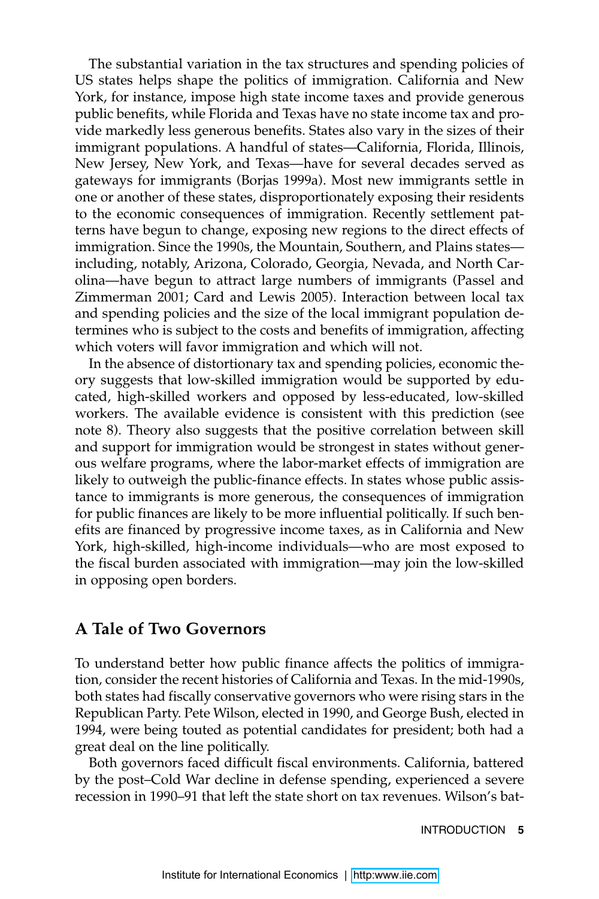The substantial variation in the tax structures and spending policies of US states helps shape the politics of immigration. California and New York, for instance, impose high state income taxes and provide generous public benefits, while Florida and Texas have no state income tax and provide markedly less generous benefits. States also vary in the sizes of their immigrant populations. A handful of states—California, Florida, Illinois, New Jersey, New York, and Texas—have for several decades served as gateways for immigrants (Borjas 1999a). Most new immigrants settle in one or another of these states, disproportionately exposing their residents to the economic consequences of immigration. Recently settlement patterns have begun to change, exposing new regions to the direct effects of immigration. Since the 1990s, the Mountain, Southern, and Plains states—including, notably, Arizona, Colorado, Georgia, Nevada, and North Carolina—have begun to attract large numbers of immigrants (Passel and Zimmerman 2001; Card and Lewis 2005). Interaction between local tax and spending policies and the size of the local immigrant population determines who is subject to the costs and benefits of immigration, affecting which voters will favor immigration and which will not.

In the absence of distortionary tax and spending policies, economic theory suggests that low-skilled immigration would be supported by educated, high-skilled workers and opposed by less-educated, low-skilled workers. The available evidence is consistent with this prediction (see note 8). Theory also suggests that the positive correlation between skill and support for immigration would be strongest in states without generous welfare programs, where the labor-market effects of immigration are likely to outweigh the public-finance effects. In states whose public assistance to immigrants is more generous, the consequences of immigration for public finances are likely to be more influential politically. If such benefits are financed by progressive income taxes, as in California and New York, high-skilled, high-income individuals—who are most exposed to the fiscal burden associated with immigration—may join the low-skilled in opposing open borders.

## A Tale of Two Governors

To understand better how public finance affects the politics of immigration, consider the recent histories of California and Texas. In the mid-1990s, both states had fiscally conservative governors who were rising stars in the Republican Party. Pete Wilson, elected in 1990, and George Bush, elected in 1994, were being touted as potential candidates for president; both had a great deal on the line politically.

Both governors faced difficult fiscal environments. California, battered by the post–Cold War decline in defense spending, experienced a severe recession in 1990–91 that left the state short on tax revenues. Wilson's bat-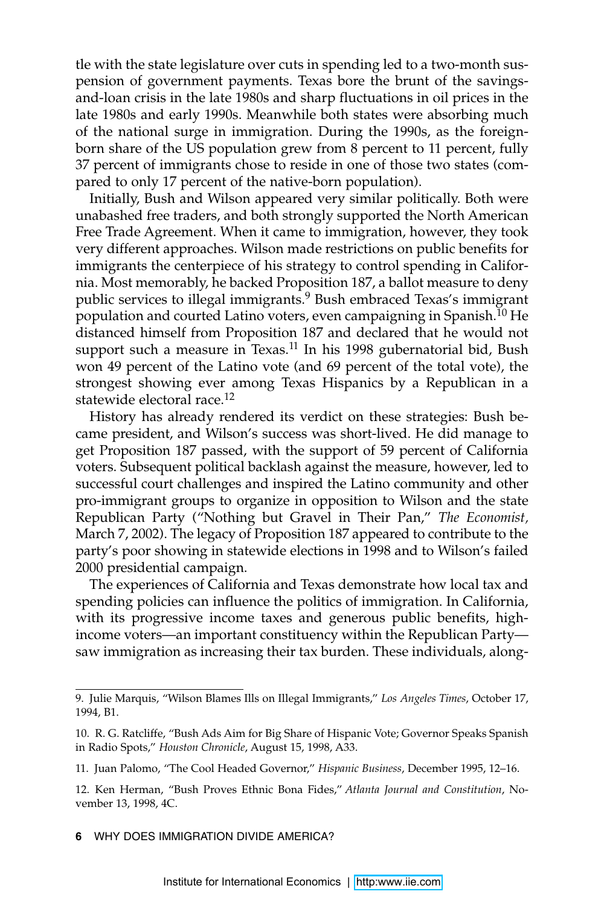tle with the state legislature over cuts in spending led to a two-month suspension of government payments. Texas bore the brunt of the savings-and-loan crisis in the late 1980s and sharp fluctuations in oil prices in the late 1980s and early 1990s. Meanwhile both states were absorbing much of the national surge in immigration. During the 1990s, as the foreign-born share of the US population grew from 8 percent to 11 percent, fully 37 percent of immigrants chose to reside in one of those two states (compared to only 17 percent of the native-born population).

Initially, Bush and Wilson appeared very similar politically. Both were unabashed free traders, and both strongly supported the North American Free Trade Agreement. When it came to immigration, however, they took very different approaches. Wilson made restrictions on public benefits for immigrants the centerpiece of his strategy to control spending in California. Most memorably, he backed Proposition 187, a ballot measure to deny public services to illegal immigrants.[9] Bush embraced Texas's immigrant population and courted Latino voters, even campaigning in Spanish.[10] He distanced himself from Proposition 187 and declared that he would not support such a measure in Texas.[11] In his 1998 gubernatorial bid, Bush won 49 percent of the Latino vote (and 69 percent of the total vote), the strongest showing ever among Texas Hispanics by a Republican in a statewide electoral race.[12]

History has already rendered its verdict on these strategies: Bush became president, and Wilson's success was short-lived. He did manage to get Proposition 187 passed, with the support of 59 percent of California voters. Subsequent political backlash against the measure, however, led to successful court challenges and inspired the Latino community and other pro-immigrant groups to organize in opposition to Wilson and the state Republican Party ("Nothing but Gravel in Their Pan," *The Economist*, March 7, 2002). The legacy of Proposition 187 appeared to contribute to the party's poor showing in statewide elections in 1998 and to Wilson's failed 2000 presidential campaign.

The experiences of California and Texas demonstrate how local tax and spending policies can influence the politics of immigration. In California, with its progressive income taxes and generous public benefits, high-income voters—an important constituency within the Republican Party—saw immigration as increasing their tax burden. These individuals, along-

9. Julie Marquis, "Wilson Blames Ills on Illegal Immigrants," *Los Angeles Times*, October 17, 1994, B1.

10. R. G. Ratcliffe, "Bush Ads Aim for Big Share of Hispanic Vote; Governor Speaks Spanish in Radio Spots," *Houston Chronicle*, August 15, 1998, A33.

11. Juan Palomo, "The Cool Headed Governor," *Hispanic Business*, December 1995, 12–16.

12. Ken Herman, "Bush Proves Ethnic Bona Fides," *Atlanta Journal and Constitution*, November 13, 1998, 4C.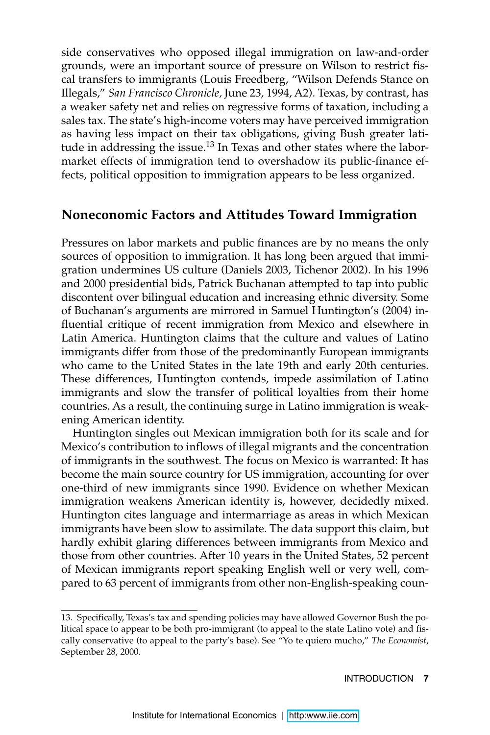side conservatives who opposed illegal immigration on law-and-order grounds, were an important source of pressure on Wilson to restrict fiscal transfers to immigrants (Louis Freedberg, "Wilson Defends Stance on Illegals," *San Francisco Chronicle,* June 23, 1994, A2). Texas, by contrast, has a weaker safety net and relies on regressive forms of taxation, including a sales tax. The state's high-income voters may have perceived immigration as having less impact on their tax obligations, giving Bush greater latitude in addressing the issue.[13] In Texas and other states where the labor-market effects of immigration tend to overshadow its public-finance effects, political opposition to immigration appears to be less organized.

## Noneconomic Factors and Attitudes Toward Immigration

Pressures on labor markets and public finances are by no means the only sources of opposition to immigration. It has long been argued that immigration undermines US culture (Daniels 2003, Tichenor 2002). In his 1996 and 2000 presidential bids, Patrick Buchanan attempted to tap into public discontent over bilingual education and increasing ethnic diversity. Some of Buchanan's arguments are mirrored in Samuel Huntington's (2004) influential critique of recent immigration from Mexico and elsewhere in Latin America. Huntington claims that the culture and values of Latino immigrants differ from those of the predominantly European immigrants who came to the United States in the late 19th and early 20th centuries. These differences, Huntington contends, impede assimilation of Latino immigrants and slow the transfer of political loyalties from their home countries. As a result, the continuing surge in Latino immigration is weakening American identity.

Huntington singles out Mexican immigration both for its scale and for Mexico's contribution to inflows of illegal migrants and the concentration of immigrants in the southwest. The focus on Mexico is warranted: It has become the main source country for US immigration, accounting for over one-third of new immigrants since 1990. Evidence on whether Mexican immigration weakens American identity is, however, decidedly mixed. Huntington cites language and intermarriage as areas in which Mexican immigrants have been slow to assimilate. The data support this claim, but hardly exhibit glaring differences between immigrants from Mexico and those from other countries. After 10 years in the United States, 52 percent of Mexican immigrants report speaking English well or very well, compared to 63 percent of immigrants from other non-English-speaking coun-

13. Specifically, Texas's tax and spending policies may have allowed Governor Bush the political space to appear to be both pro-immigrant (to appeal to the state Latino vote) and fiscally conservative (to appeal to the party's base). See "Yo te quiero mucho," *The Economist*, September 28, 2000.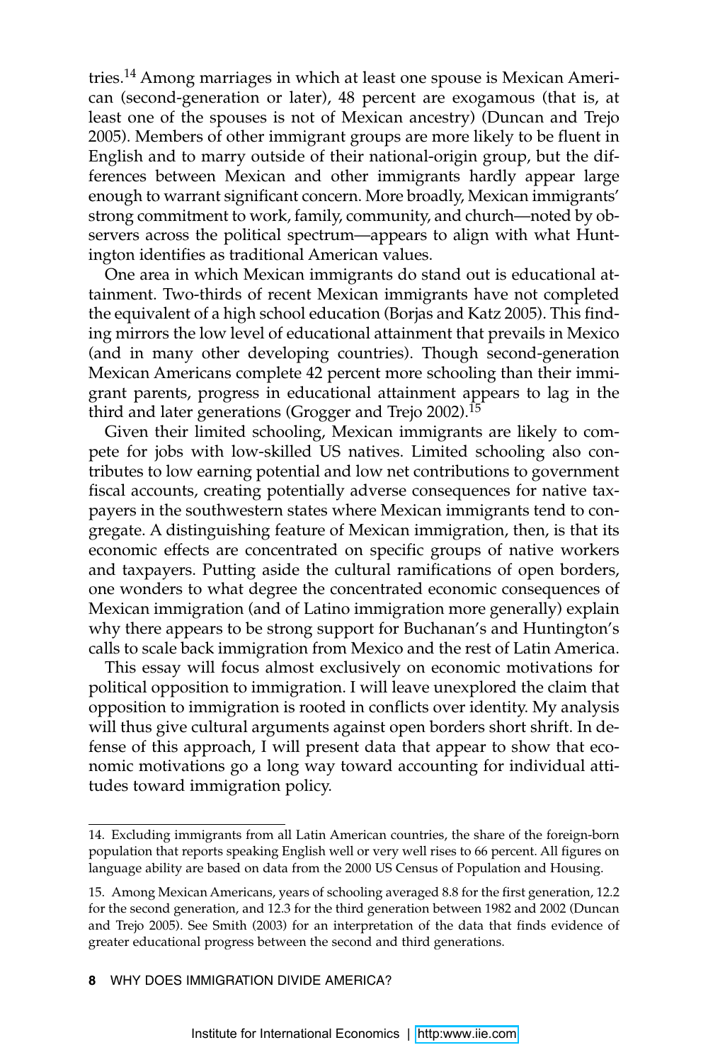tries.[14] Among marriages in which at least one spouse is Mexican American (second-generation or later), 48 percent are exogamous (that is, at least one of the spouses is not of Mexican ancestry) (Duncan and Trejo 2005). Members of other immigrant groups are more likely to be fluent in English and to marry outside of their national-origin group, but the differences between Mexican and other immigrants hardly appear large enough to warrant significant concern. More broadly, Mexican immigrants' strong commitment to work, family, community, and church—noted by observers across the political spectrum—appears to align with what Huntington identifies as traditional American values.

One area in which Mexican immigrants do stand out is educational attainment. Two-thirds of recent Mexican immigrants have not completed the equivalent of a high school education (Borjas and Katz 2005). This finding mirrors the low level of educational attainment that prevails in Mexico (and in many other developing countries). Though second-generation Mexican Americans complete 42 percent more schooling than their immigrant parents, progress in educational attainment appears to lag in the third and later generations (Grogger and Trejo 2002).[15]

Given their limited schooling, Mexican immigrants are likely to compete for jobs with low-skilled US natives. Limited schooling also contributes to low earning potential and low net contributions to government fiscal accounts, creating potentially adverse consequences for native taxpayers in the southwestern states where Mexican immigrants tend to congregate. A distinguishing feature of Mexican immigration, then, is that its economic effects are concentrated on specific groups of native workers and taxpayers. Putting aside the cultural ramifications of open borders, one wonders to what degree the concentrated economic consequences of Mexican immigration (and of Latino immigration more generally) explain why there appears to be strong support for Buchanan's and Huntington's calls to scale back immigration from Mexico and the rest of Latin America.

This essay will focus almost exclusively on economic motivations for political opposition to immigration. I will leave unexplored the claim that opposition to immigration is rooted in conflicts over identity. My analysis will thus give cultural arguments against open borders short shrift. In defense of this approach, I will present data that appear to show that economic motivations go a long way toward accounting for individual attitudes toward immigration policy.

---

14. Excluding immigrants from all Latin American countries, the share of the foreign-born population that reports speaking English well or very well rises to 66 percent. All figures on language ability are based on data from the 2000 US Census of Population and Housing.

15. Among Mexican Americans, years of schooling averaged 8.8 for the first generation, 12.2 for the second generation, and 12.3 for the third generation between 1982 and 2002 (Duncan and Trejo 2005). See Smith (2003) for an interpretation of the data that finds evidence of greater educational progress between the second and third generations.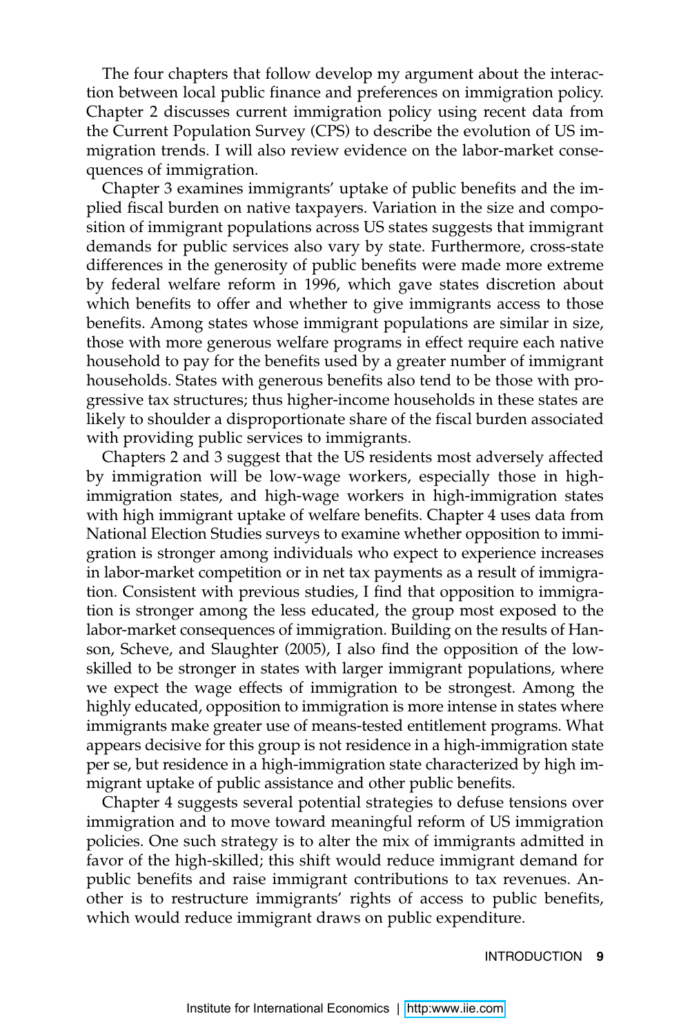The four chapters that follow develop my argument about the interaction between local public finance and preferences on immigration policy. Chapter 2 discusses current immigration policy using recent data from the Current Population Survey (CPS) to describe the evolution of US immigration trends. I will also review evidence on the labor-market consequences of immigration.

Chapter 3 examines immigrants' uptake of public benefits and the implied fiscal burden on native taxpayers. Variation in the size and composition of immigrant populations across US states suggests that immigrant demands for public services also vary by state. Furthermore, cross-state differences in the generosity of public benefits were made more extreme by federal welfare reform in 1996, which gave states discretion about which benefits to offer and whether to give immigrants access to those benefits. Among states whose immigrant populations are similar in size, those with more generous welfare programs in effect require each native household to pay for the benefits used by a greater number of immigrant households. States with generous benefits also tend to be those with progressive tax structures; thus higher-income households in these states are likely to shoulder a disproportionate share of the fiscal burden associated with providing public services to immigrants.

Chapters 2 and 3 suggest that the US residents most adversely affected by immigration will be low-wage workers, especially those in high-immigration states, and high-wage workers in high-immigration states with high immigrant uptake of welfare benefits. Chapter 4 uses data from National Election Studies surveys to examine whether opposition to immigration is stronger among individuals who expect to experience increases in labor-market competition or in net tax payments as a result of immigration. Consistent with previous studies, I find that opposition to immigration is stronger among the less educated, the group most exposed to the labor-market consequences of immigration. Building on the results of Hanson, Scheve, and Slaughter (2005), I also find the opposition of the low-skilled to be stronger in states with larger immigrant populations, where we expect the wage effects of immigration to be strongest. Among the highly educated, opposition to immigration is more intense in states where immigrants make greater use of means-tested entitlement programs. What appears decisive for this group is not residence in a high-immigration state per se, but residence in a high-immigration state characterized by high immigrant uptake of public assistance and other public benefits.

Chapter 4 suggests several potential strategies to defuse tensions over immigration and to move toward meaningful reform of US immigration policies. One such strategy is to alter the mix of immigrants admitted in favor of the high-skilled; this shift would reduce immigrant demand for public benefits and raise immigrant contributions to tax revenues. Another is to restructure immigrants' rights of access to public benefits, which would reduce immigrant draws on public expenditure.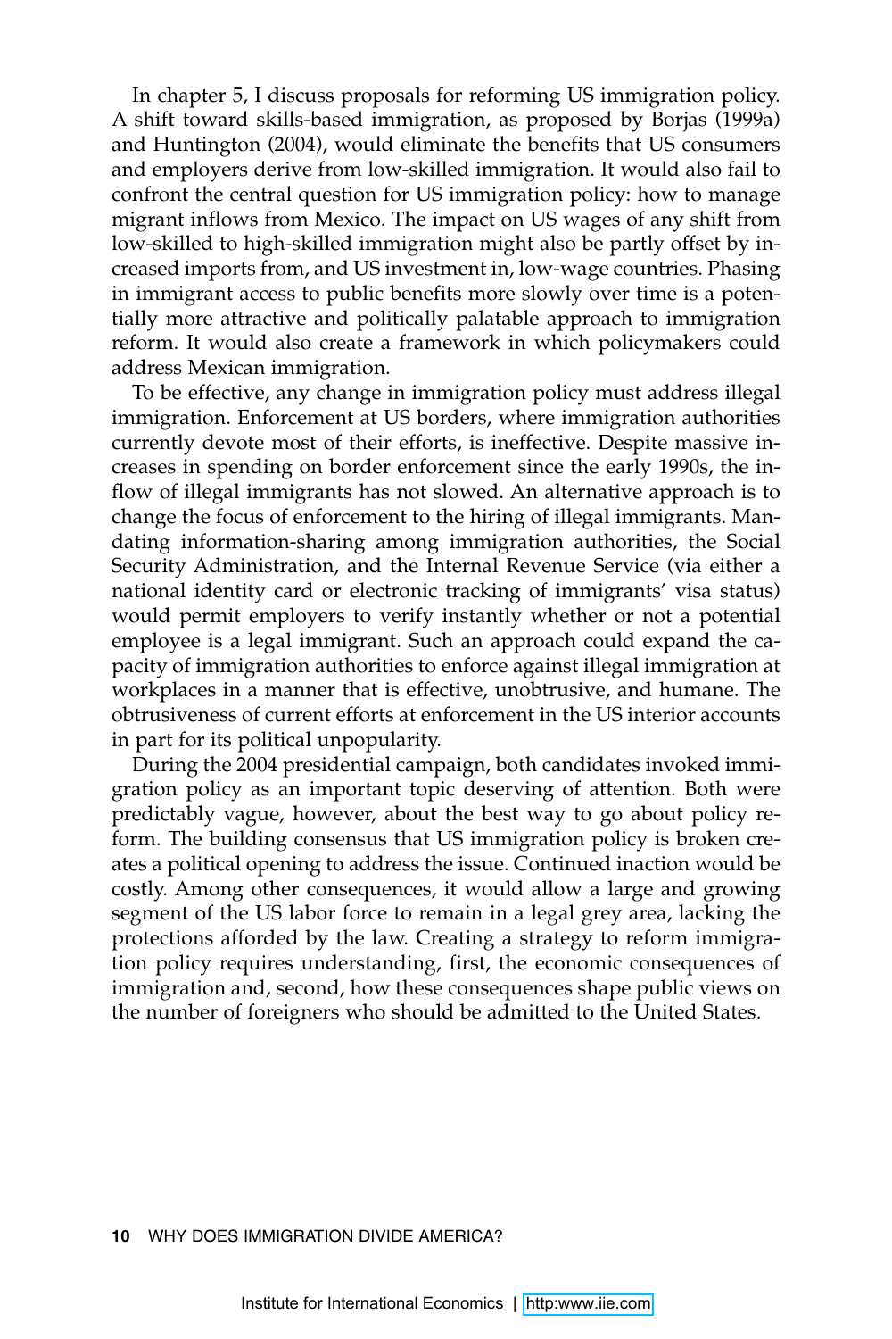In chapter 5, I discuss proposals for reforming US immigration policy. A shift toward skills-based immigration, as proposed by Borjas (1999a) and Huntington (2004), would eliminate the benefits that US consumers and employers derive from low-skilled immigration. It would also fail to confront the central question for US immigration policy: how to manage migrant inflows from Mexico. The impact on US wages of any shift from low-skilled to high-skilled immigration might also be partly offset by increased imports from, and US investment in, low-wage countries. Phasing in immigrant access to public benefits more slowly over time is a potentially more attractive and politically palatable approach to immigration reform. It would also create a framework in which policymakers could address Mexican immigration.

To be effective, any change in immigration policy must address illegal immigration. Enforcement at US borders, where immigration authorities currently devote most of their efforts, is ineffective. Despite massive increases in spending on border enforcement since the early 1990s, the inflow of illegal immigrants has not slowed. An alternative approach is to change the focus of enforcement to the hiring of illegal immigrants. Mandating information-sharing among immigration authorities, the Social Security Administration, and the Internal Revenue Service (via either a national identity card or electronic tracking of immigrants' visa status) would permit employers to verify instantly whether or not a potential employee is a legal immigrant. Such an approach could expand the capacity of immigration authorities to enforce against illegal immigration at workplaces in a manner that is effective, unobtrusive, and humane. The obtrusiveness of current efforts at enforcement in the US interior accounts in part for its political unpopularity.

During the 2004 presidential campaign, both candidates invoked immigration policy as an important topic deserving of attention. Both were predictably vague, however, about the best way to go about policy reform. The building consensus that US immigration policy is broken creates a political opening to address the issue. Continued inaction would be costly. Among other consequences, it would allow a large and growing segment of the US labor force to remain in a legal grey area, lacking the protections afforded by the law. Creating a strategy to reform immigration policy requires understanding, first, the economic consequences of immigration and, second, how these consequences shape public views on the number of foreigners who should be admitted to the United States.